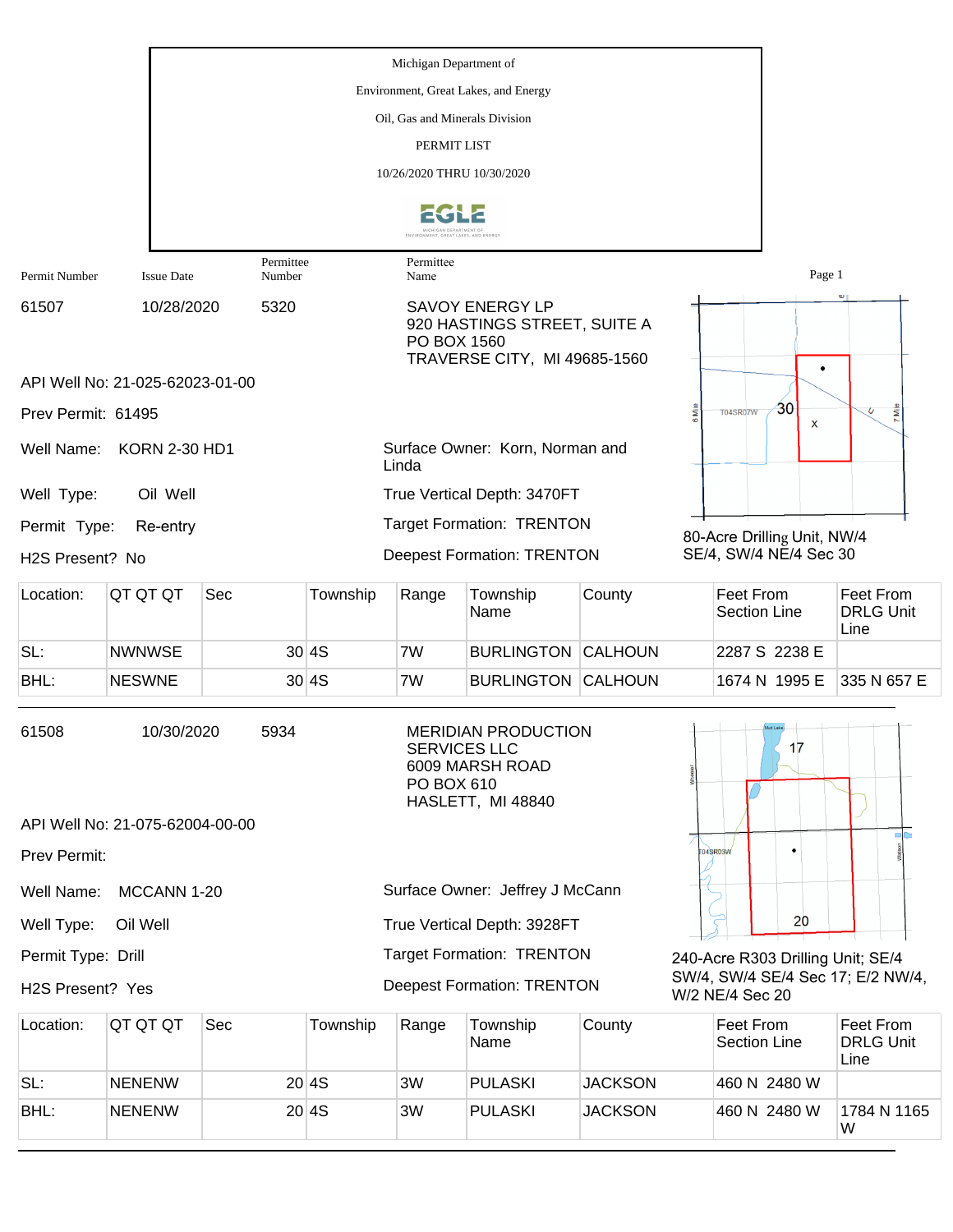Michigan Department of

Environment, Great Lakes, and Energy

Oil, Gas and Minerals Division

PERMIT LIST

10/26/2020 THRU 10/30/2020

| Permit Number | Issue Date | Permittee Number | Permittee Name |
|---|---|---|---|
| 61507 | 10/28/2020 | 5320 | SAVOY ENERGY LP<br>920 HASTINGS STREET, SUITE A<br>PO BOX 1560<br>TRAVERSE CITY, MI 49685-1560 |

API Well No: 21-025-62023-01-00

Prev Permit: 61495

Well Name: KORN 2-30 HD1

Surface Owner: Korn, Norman and Linda

Well Type: Oil Well

True Vertical Depth: 3470FT

Permit Type: Re-entry

Target Formation: TRENTON

H2S Present? No

Deepest Formation: TRENTON

80-Acre Drilling Unit, NW/4 SE/4, SW/4 NE/4 Sec 30

| Location: | QT QT QT | Sec | Township | Range | Township Name | County | Feet From Section Line | Feet From DRLG Unit Line |
|---|---|---|---|---|---|---|---|---|
| SL: | NWNWSE | 30 | 4S | 7W | BURLINGTON | CALHOUN | 2287 S 2238 E | |
| BHL: | NESWNE | 30 | 4S | 7W | BURLINGTON | CALHOUN | 1674 N 1995 E | 335 N 657 E |

| Permit Number | Issue Date | Permittee Number | Permittee Name |
|---|---|---|---|
| 61508 | 10/30/2020 | 5934 | MERIDIAN PRODUCTION SERVICES LLC<br>6009 MARSH ROAD<br>PO BOX 610<br>HASLETT, MI 48840 |

API Well No: 21-075-62004-00-00

Prev Permit:

Well Name: MCCANN 1-20

Surface Owner: Jeffrey J McCann

Well Type: Oil Well

True Vertical Depth: 3928FT

Permit Type: Drill

Target Formation: TRENTON

H2S Present? Yes

Deepest Formation: TRENTON

240-Acre R303 Drilling Unit; SE/4 SW/4, SW/4 SE/4 Sec 17; E/2 NW/4, W/2 NE/4 Sec 20

| Location: | QT QT QT | Sec | Township | Range | Township Name | County | Feet From Section Line | Feet From DRLG Unit Line |
|---|---|---|---|---|---|---|---|---|
| SL: | NENENW | 20 | 4S | 3W | PULASKI | JACKSON | 460 N 2480 W | |
| BHL: | NENENW | 20 | 4S | 3W | PULASKI | JACKSON | 460 N 2480 W | 1784 N 1165 W |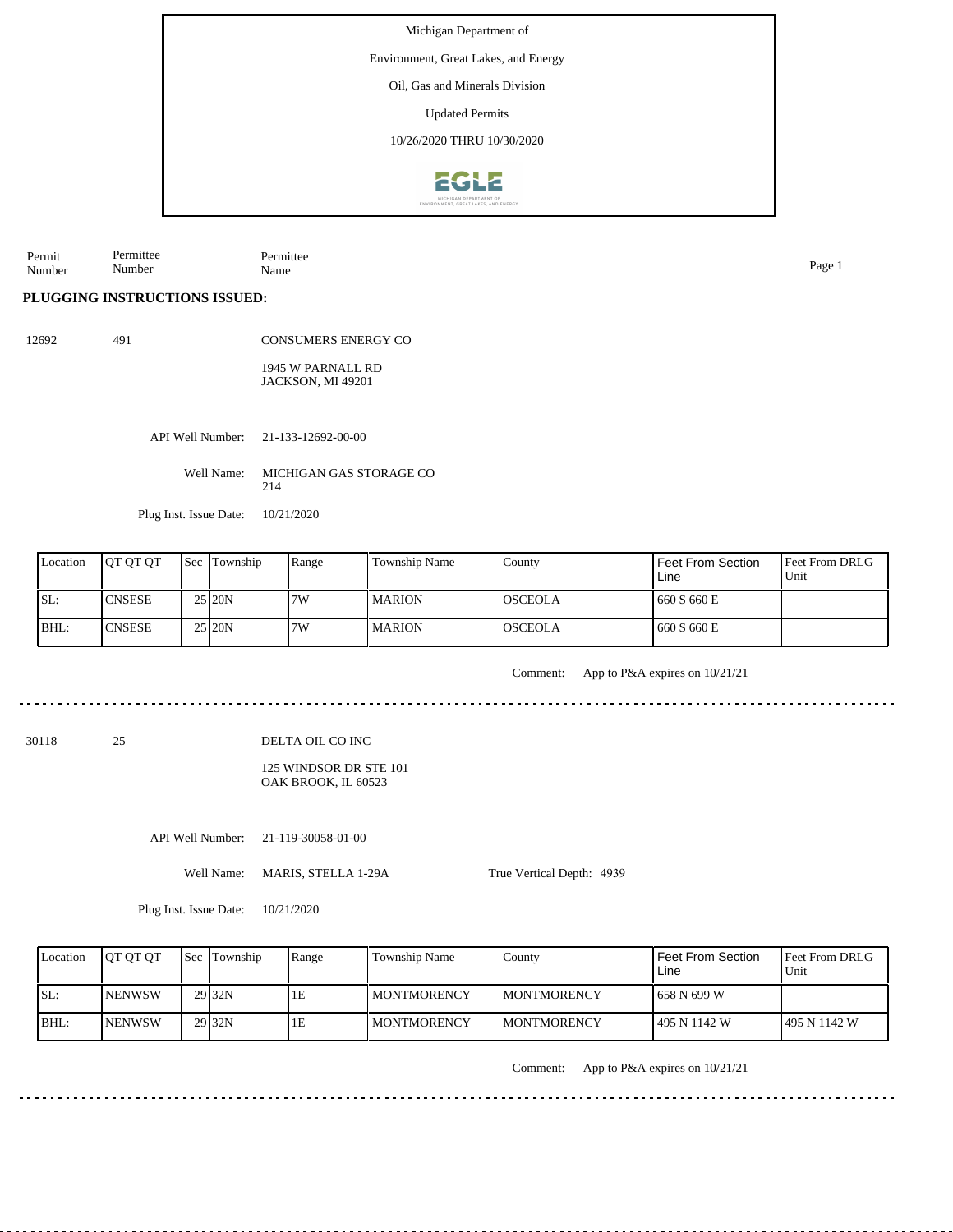Michigan Department of

Environment, Great Lakes, and Energy

Oil, Gas and Minerals Division

Updated Permits

10/26/2020 THRU 10/30/2020

| Permit Number | Permittee Number | Permittee Name |
|---|---|---|

**PLUGGING INSTRUCTIONS ISSUED:**

12692 491 CONSUMERS ENERGY CO

1945 W PARNALL RD
JACKSON, MI 49201

API Well Number: 21-133-12692-00-00

Well Name: MICHIGAN GAS STORAGE CO 214

Plug Inst. Issue Date: 10/21/2020

| Location | QT QT QT | Sec | Township | Range | Township Name | County | Feet From Section Line | Feet From DRLG Unit |
|---|---|---|---|---|---|---|---|---|
| SL: | CNSESE | 25 | 20N | 7W | MARION | OSCEOLA | 660 S 660 E | |
| BHL: | CNSESE | 25 | 20N | 7W | MARION | OSCEOLA | 660 S 660 E | |

Comment: App to P&A expires on 10/21/21

---

30118 25 DELTA OIL CO INC

125 WINDSOR DR STE 101
OAK BROOK, IL 60523

API Well Number: 21-119-30058-01-00

Well Name: MARIS, STELLA 1-29A

True Vertical Depth: 4939

Plug Inst. Issue Date: 10/21/2020

| Location | QT QT QT | Sec | Township | Range | Township Name | County | Feet From Section Line | Feet From DRLG Unit |
|---|---|---|---|---|---|---|---|---|
| SL: | NENWSW | 29 | 32N | 1E | MONTMORENCY | MONTMORENCY | 658 N 699 W | |
| BHL: | NENWSW | 29 | 32N | 1E | MONTMORENCY | MONTMORENCY | 495 N 1142 W | 495 N 1142 W |

Comment: App to P&A expires on 10/21/21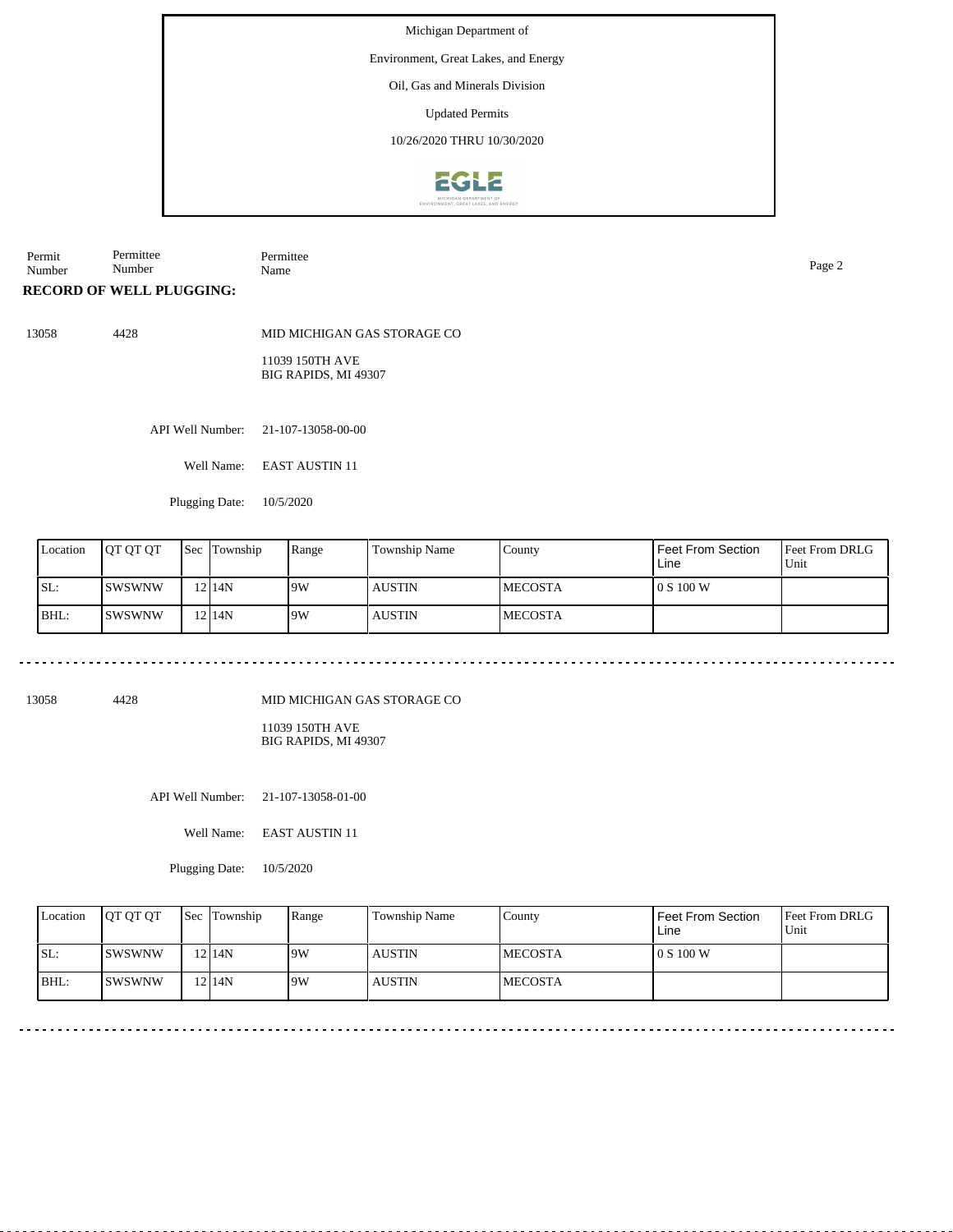Michigan Department of

Environment, Great Lakes, and Energy

Oil, Gas and Minerals Division

Updated Permits

10/26/2020 THRU 10/30/2020

| Permit Number | Permittee Number | Permittee Name |
|---|---|---|

**RECORD OF WELL PLUGGING:**

13058 4428 MID MICHIGAN GAS STORAGE CO

11039 150TH AVE
BIG RAPIDS, MI 49307

API Well Number: 21-107-13058-00-00

Well Name: EAST AUSTIN 11

Plugging Date: 10/5/2020

| Location | QT QT QT | Sec | Township | Range | Township Name | County | Feet From Section Line | Feet From DRLG Unit |
|---|---|---|---|---|---|---|---|---|
| SL: | SWSWNW | 12 | 14N | 9W | AUSTIN | MECOSTA | 0 S 100 W | |
| BHL: | SWSWNW | 12 | 14N | 9W | AUSTIN | MECOSTA | | |

---

13058 4428 MID MICHIGAN GAS STORAGE CO

11039 150TH AVE
BIG RAPIDS, MI 49307

API Well Number: 21-107-13058-01-00

Well Name: EAST AUSTIN 11

Plugging Date: 10/5/2020

| Location | QT QT QT | Sec | Township | Range | Township Name | County | Feet From Section Line | Feet From DRLG Unit |
|---|---|---|---|---|---|---|---|---|
| SL: | SWSWNW | 12 | 14N | 9W | AUSTIN | MECOSTA | 0 S 100 W | |
| BHL: | SWSWNW | 12 | 14N | 9W | AUSTIN | MECOSTA | | |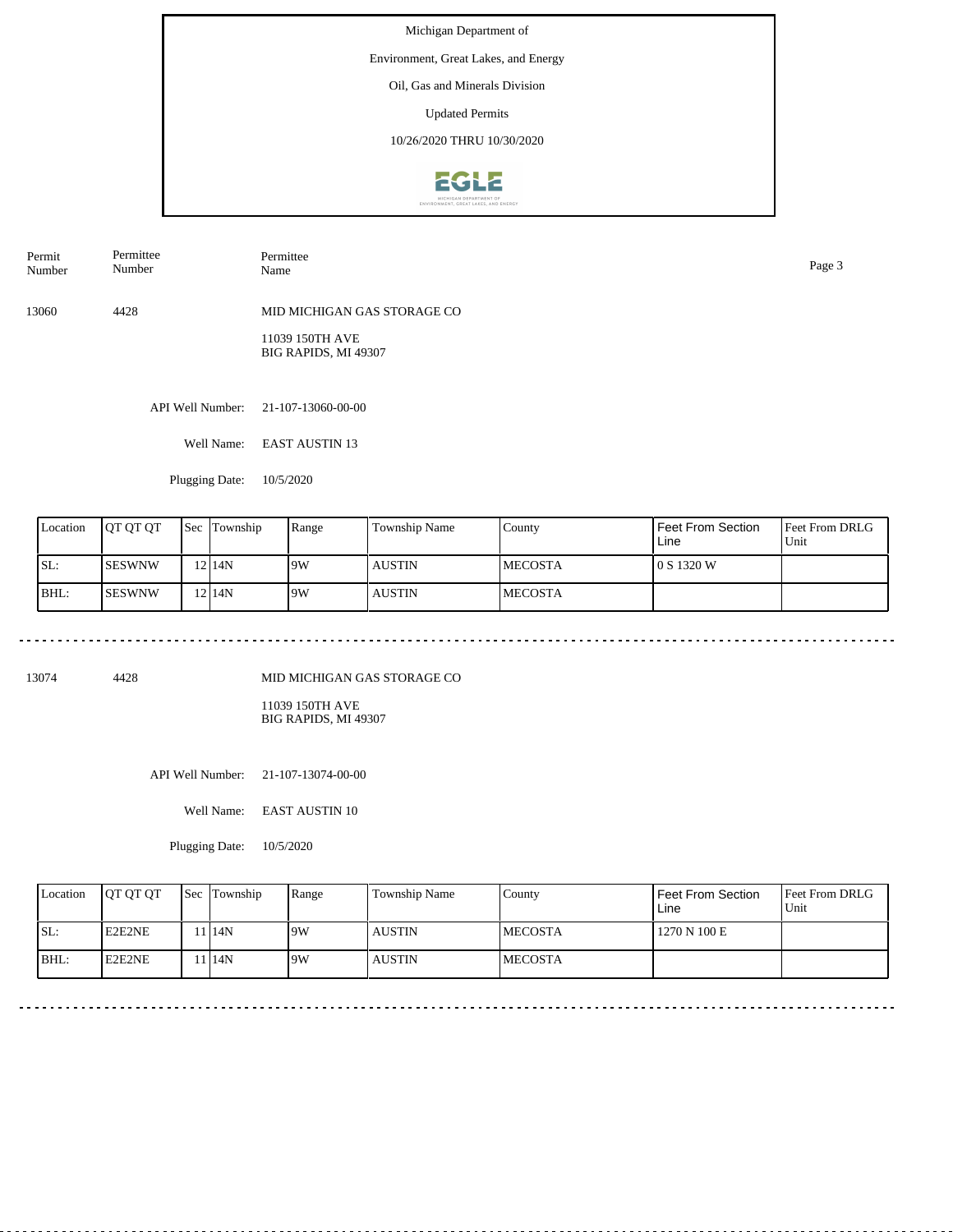Michigan Department of

Environment, Great Lakes, and Energy

Oil, Gas and Minerals Division

Updated Permits

10/26/2020 THRU 10/30/2020

| Permit Number | Permittee Number | Permittee Name |
|---|---|---|
| 13060 | 4428 | MID MICHIGAN GAS STORAGE CO<br>11039 150TH AVE<br>BIG RAPIDS, MI 49307 |

API Well Number: 21-107-13060-00-00

Well Name: EAST AUSTIN 13

Plugging Date: 10/5/2020

| Location | QT QT QT | Sec | Township | Range | Township Name | County | Feet From Section Line | Feet From DRLG Unit |
|---|---|---|---|---|---|---|---|---|
| SL: | SESWNW | 12 | 14N | 9W | AUSTIN | MECOSTA | 0 S 1320 W | |
| BHL: | SESWNW | 12 | 14N | 9W | AUSTIN | MECOSTA | | |

---

| Permit Number | Permittee Number | Permittee Name |
|---|---|---|
| 13074 | 4428 | MID MICHIGAN GAS STORAGE CO<br>11039 150TH AVE<br>BIG RAPIDS, MI 49307 |

API Well Number: 21-107-13074-00-00

Well Name: EAST AUSTIN 10

Plugging Date: 10/5/2020

| Location | QT QT QT | Sec | Township | Range | Township Name | County | Feet From Section Line | Feet From DRLG Unit |
|---|---|---|---|---|---|---|---|---|
| SL: | E2E2NE | 11 | 14N | 9W | AUSTIN | MECOSTA | 1270 N 100 E | |
| BHL: | E2E2NE | 11 | 14N | 9W | AUSTIN | MECOSTA | | |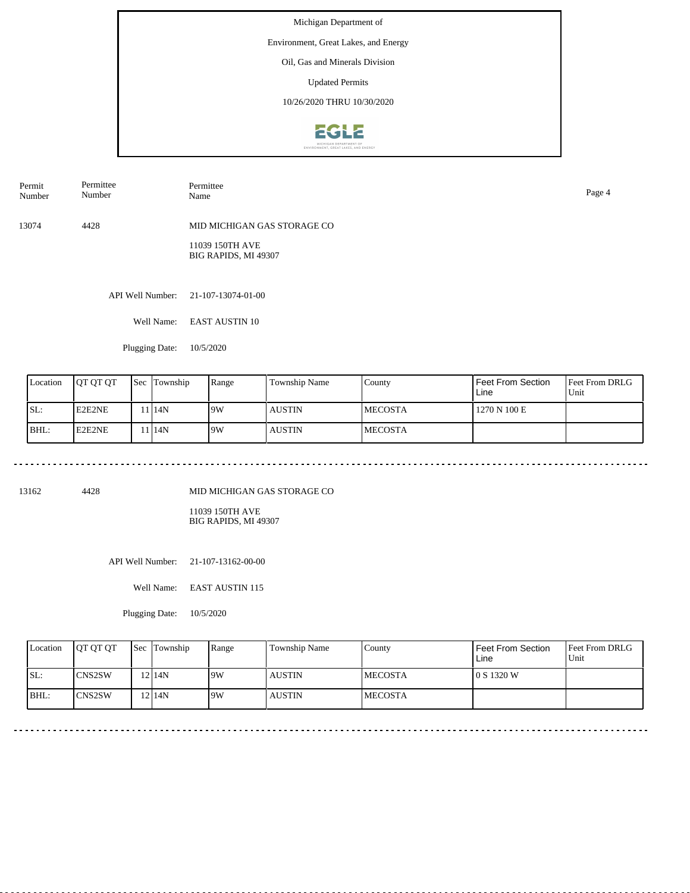Michigan Department of

Environment, Great Lakes, and Energy

Oil, Gas and Minerals Division

Updated Permits

10/26/2020 THRU 10/30/2020

| Permit Number | Permittee Number | Permittee Name |
|---|---|---|
| 13074 | 4428 | MID MICHIGAN GAS STORAGE CO<br>11039 150TH AVE<br>BIG RAPIDS, MI 49307 |

API Well Number: 21-107-13074-01-00

Well Name: EAST AUSTIN 10

Plugging Date: 10/5/2020

| Location | QT QT QT | Sec | Township | Range | Township Name | County | Feet From Section Line | Feet From DRLG Unit |
|---|---|---|---|---|---|---|---|---|
| SL: | E2E2NE | 11 | 14N | 9W | AUSTIN | MECOSTA | 1270 N 100 E | |
| BHL: | E2E2NE | 11 | 14N | 9W | AUSTIN | MECOSTA | | |

---

| Permit Number | Permittee Number | Permittee Name |
|---|---|---|
| 13162 | 4428 | MID MICHIGAN GAS STORAGE CO<br>11039 150TH AVE<br>BIG RAPIDS, MI 49307 |

API Well Number: 21-107-13162-00-00

Well Name: EAST AUSTIN 115

Plugging Date: 10/5/2020

| Location | QT QT QT | Sec | Township | Range | Township Name | County | Feet From Section Line | Feet From DRLG Unit |
|---|---|---|---|---|---|---|---|---|
| SL: | CNS2SW | 12 | 14N | 9W | AUSTIN | MECOSTA | 0 S 1320 W | |
| BHL: | CNS2SW | 12 | 14N | 9W | AUSTIN | MECOSTA | | |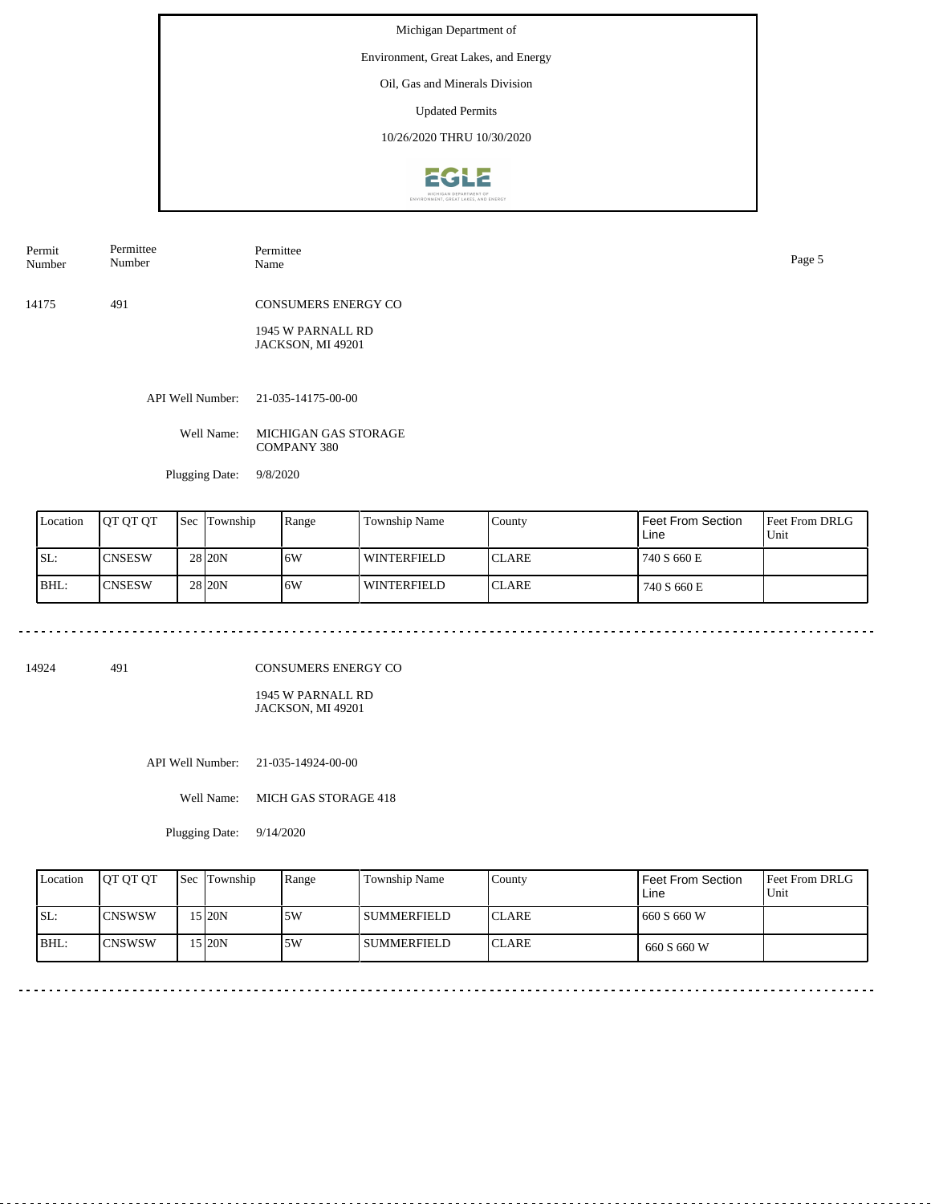Michigan Department of

Environment, Great Lakes, and Energy

Oil, Gas and Minerals Division

Updated Permits

10/26/2020 THRU 10/30/2020

| Permit Number | Permittee Number | Permittee Name |
|---|---|---|
| 14175 | 491 | CONSUMERS ENERGY CO<br>1945 W PARNALL RD<br>JACKSON, MI 49201 |

API Well Number: 21-035-14175-00-00

Well Name: MICHIGAN GAS STORAGE COMPANY 380

Plugging Date: 9/8/2020

| Location | QT QT QT | Sec | Township | Range | Township Name | County | Feet From Section Line | Feet From DRLG Unit |
|---|---|---|---|---|---|---|---|---|
| SL: | CNSESW | 28 | 20N | 6W | WINTERFIELD | CLARE | 740 S 660 E | |
| BHL: | CNSESW | 28 | 20N | 6W | WINTERFIELD | CLARE | 740 S 660 E | |

---

| Permit Number | Permittee Number | Permittee Name |
|---|---|---|
| 14924 | 491 | CONSUMERS ENERGY CO<br>1945 W PARNALL RD<br>JACKSON, MI 49201 |

API Well Number: 21-035-14924-00-00

Well Name: MICH GAS STORAGE 418

Plugging Date: 9/14/2020

| Location | QT QT QT | Sec | Township | Range | Township Name | County | Feet From Section Line | Feet From DRLG Unit |
|---|---|---|---|---|---|---|---|---|
| SL: | CNSWSW | 15 | 20N | 5W | SUMMERFIELD | CLARE | 660 S 660 W | |
| BHL: | CNSWSW | 15 | 20N | 5W | SUMMERFIELD | CLARE | 660 S 660 W | |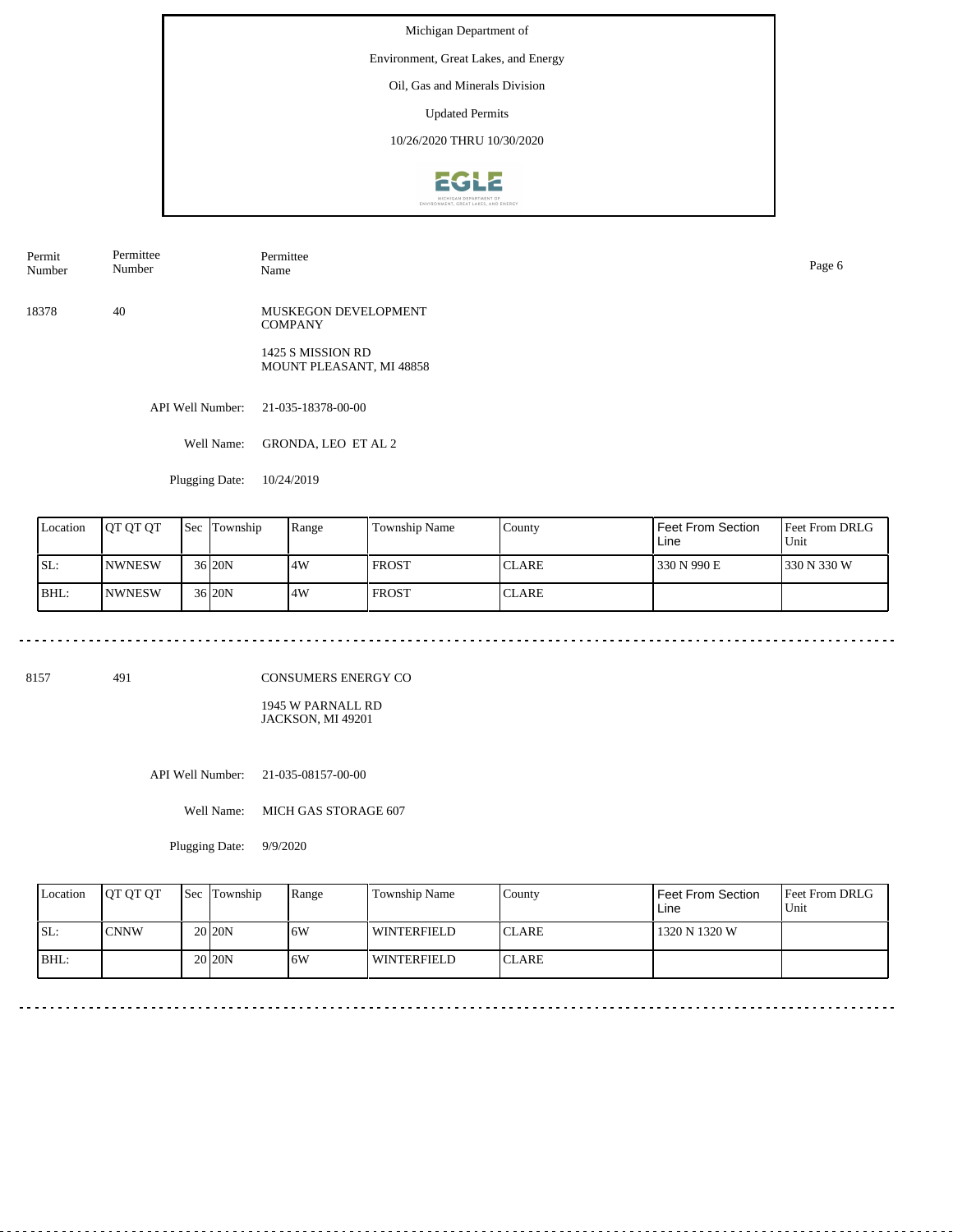Michigan Department of

Environment, Great Lakes, and Energy

Oil, Gas and Minerals Division

Updated Permits

10/26/2020 THRU 10/30/2020

| Permit Number | Permittee Number | Permittee Name |
|---|---|---|
| 18378 | 40 | MUSKEGON DEVELOPMENT COMPANY<br>1425 S MISSION RD<br>MOUNT PLEASANT, MI 48858 |

API Well Number: 21-035-18378-00-00

Well Name: GRONDA, LEO ET AL 2

Plugging Date: 10/24/2019

| Location | QT QT QT | Sec | Township | Range | Township Name | County | Feet From Section Line | Feet From DRLG Unit |
|---|---|---|---|---|---|---|---|---|
| SL: | NWNESW | 36 | 20N | 4W | FROST | CLARE | 330 N 990 E | 330 N 330 W |
| BHL: | NWNESW | 36 | 20N | 4W | FROST | CLARE | | |

---

| Permit Number | Permittee Number | Permittee Name |
|---|---|---|
| 8157 | 491 | CONSUMERS ENERGY CO<br>1945 W PARNALL RD<br>JACKSON, MI 49201 |

API Well Number: 21-035-08157-00-00

Well Name: MICH GAS STORAGE 607

Plugging Date: 9/9/2020

| Location | QT QT QT | Sec | Township | Range | Township Name | County | Feet From Section Line | Feet From DRLG Unit |
|---|---|---|---|---|---|---|---|---|
| SL: | CNNW | 20 | 20N | 6W | WINTERFIELD | CLARE | 1320 N 1320 W | |
| BHL: | | 20 | 20N | 6W | WINTERFIELD | CLARE | | |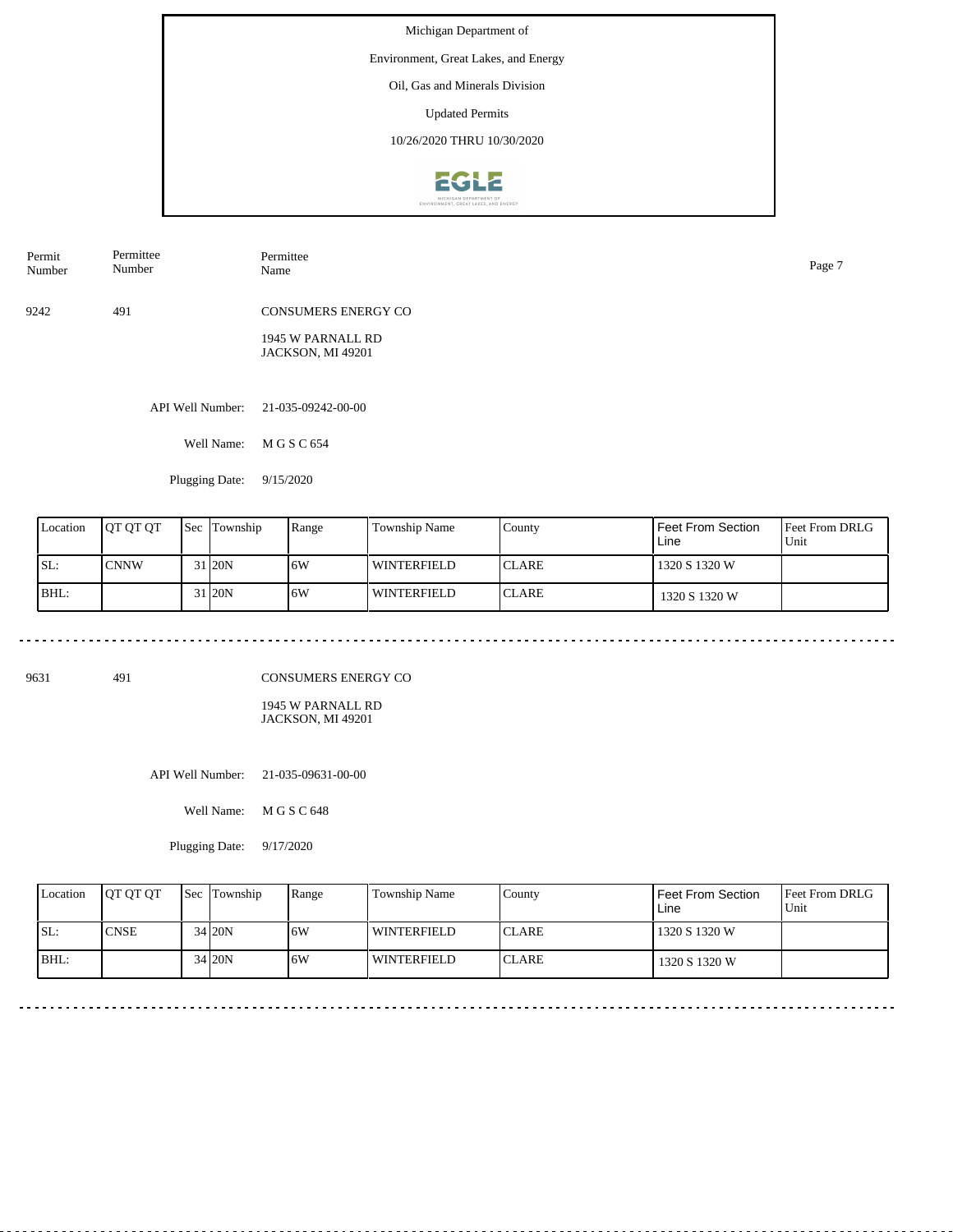Michigan Department of

Environment, Great Lakes, and Energy

Oil, Gas and Minerals Division

Updated Permits

10/26/2020 THRU 10/30/2020

| Permit Number | Permittee Number | Permittee Name |
|---|---|---|
| 9242 | 491 | CONSUMERS ENERGY CO<br>1945 W PARNALL RD<br>JACKSON, MI 49201 |

API Well Number: 21-035-09242-00-00

Well Name: M G S C 654

Plugging Date: 9/15/2020

| Location | QT QT QT | Sec | Township | Range | Township Name | County | Feet From Section Line | Feet From DRLG Unit |
|---|---|---|---|---|---|---|---|---|
| SL: | CNNW | 31 | 20N | 6W | WINTERFIELD | CLARE | 1320 S 1320 W | |
| BHL: | | 31 | 20N | 6W | WINTERFIELD | CLARE | 1320 S 1320 W | |

---

| Permit Number | Permittee Number | Permittee Name |
|---|---|---|
| 9631 | 491 | CONSUMERS ENERGY CO<br>1945 W PARNALL RD<br>JACKSON, MI 49201 |

API Well Number: 21-035-09631-00-00

Well Name: M G S C 648

Plugging Date: 9/17/2020

| Location | QT QT QT | Sec | Township | Range | Township Name | County | Feet From Section Line | Feet From DRLG Unit |
|---|---|---|---|---|---|---|---|---|
| SL: | CNSE | 34 | 20N | 6W | WINTERFIELD | CLARE | 1320 S 1320 W | |
| BHL: | | 34 | 20N | 6W | WINTERFIELD | CLARE | 1320 S 1320 W | |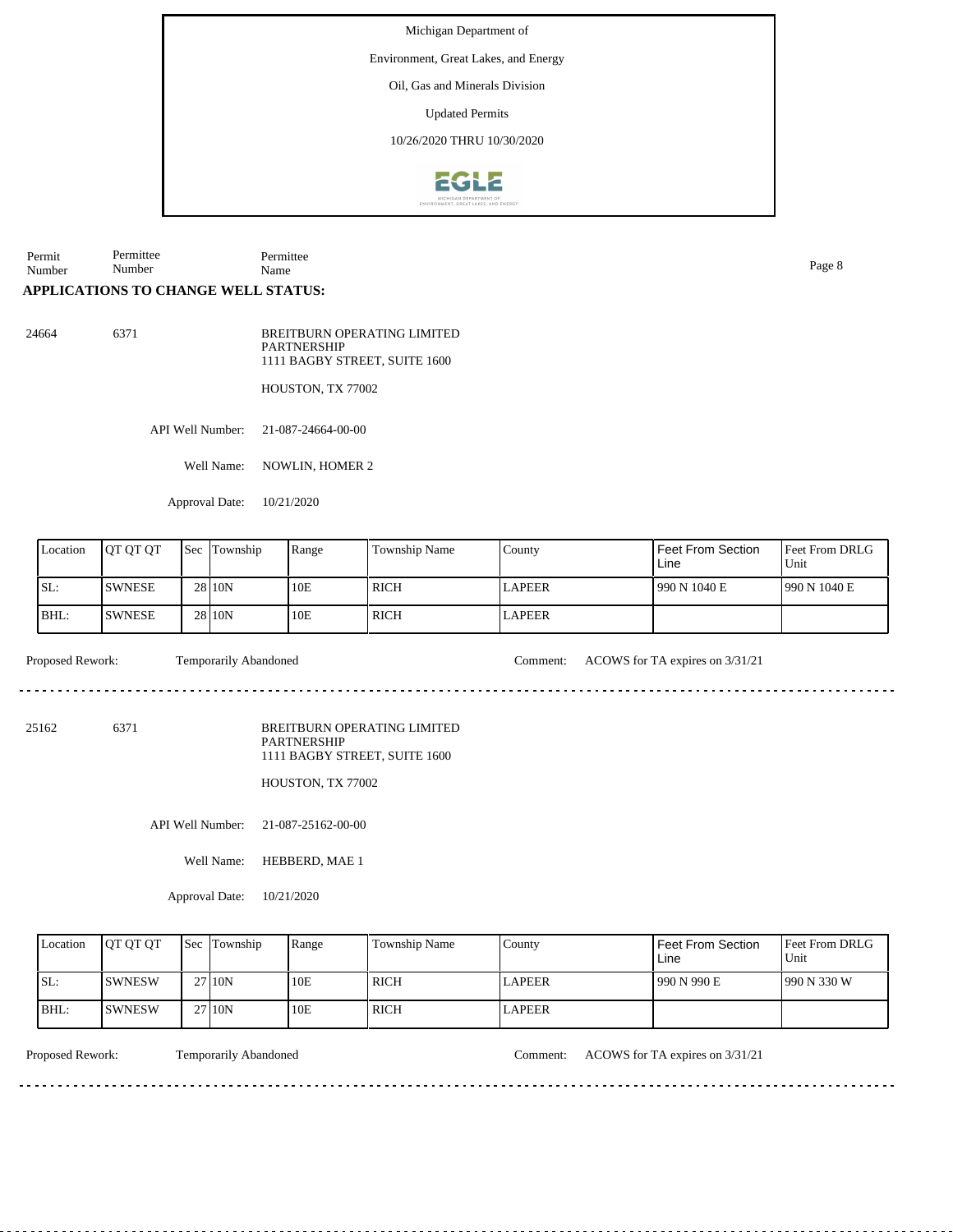Michigan Department of

Environment, Great Lakes, and Energy

Oil, Gas and Minerals Division

Updated Permits

10/26/2020 THRU 10/30/2020

| Permit Number | Permittee Number | Permittee Name |
|---|---|---|

## APPLICATIONS TO CHANGE WELL STATUS:

24664 6371 BREITBURN OPERATING LIMITED PARTNERSHIP
1111 BAGBY STREET, SUITE 1600

HOUSTON, TX 77002

API Well Number: 21-087-24664-00-00

Well Name: NOWLIN, HOMER 2

Approval Date: 10/21/2020

| Location | QT QT QT | Sec | Township | Range | Township Name | County | Feet From Section Line | Feet From DRLG Unit |
|---|---|---|---|---|---|---|---|---|
| SL: | SWNESE | 28 | 10N | 10E | RICH | LAPEER | 990 N 1040 E | 990 N 1040 E |
| BHL: | SWNESE | 28 | 10N | 10E | RICH | LAPEER | | |

Proposed Rework: Temporarily Abandoned Comment: ACOWS for TA expires on 3/31/21

---

25162 6371 BREITBURN OPERATING LIMITED PARTNERSHIP
1111 BAGBY STREET, SUITE 1600

HOUSTON, TX 77002

API Well Number: 21-087-25162-00-00

Well Name: HEBBERD, MAE 1

Approval Date: 10/21/2020

| Location | QT QT QT | Sec | Township | Range | Township Name | County | Feet From Section Line | Feet From DRLG Unit |
|---|---|---|---|---|---|---|---|---|
| SL: | SWNESW | 27 | 10N | 10E | RICH | LAPEER | 990 N 990 E | 990 N 330 W |
| BHL: | SWNESW | 27 | 10N | 10E | RICH | LAPEER | | |

Proposed Rework: Temporarily Abandoned Comment: ACOWS for TA expires on 3/31/21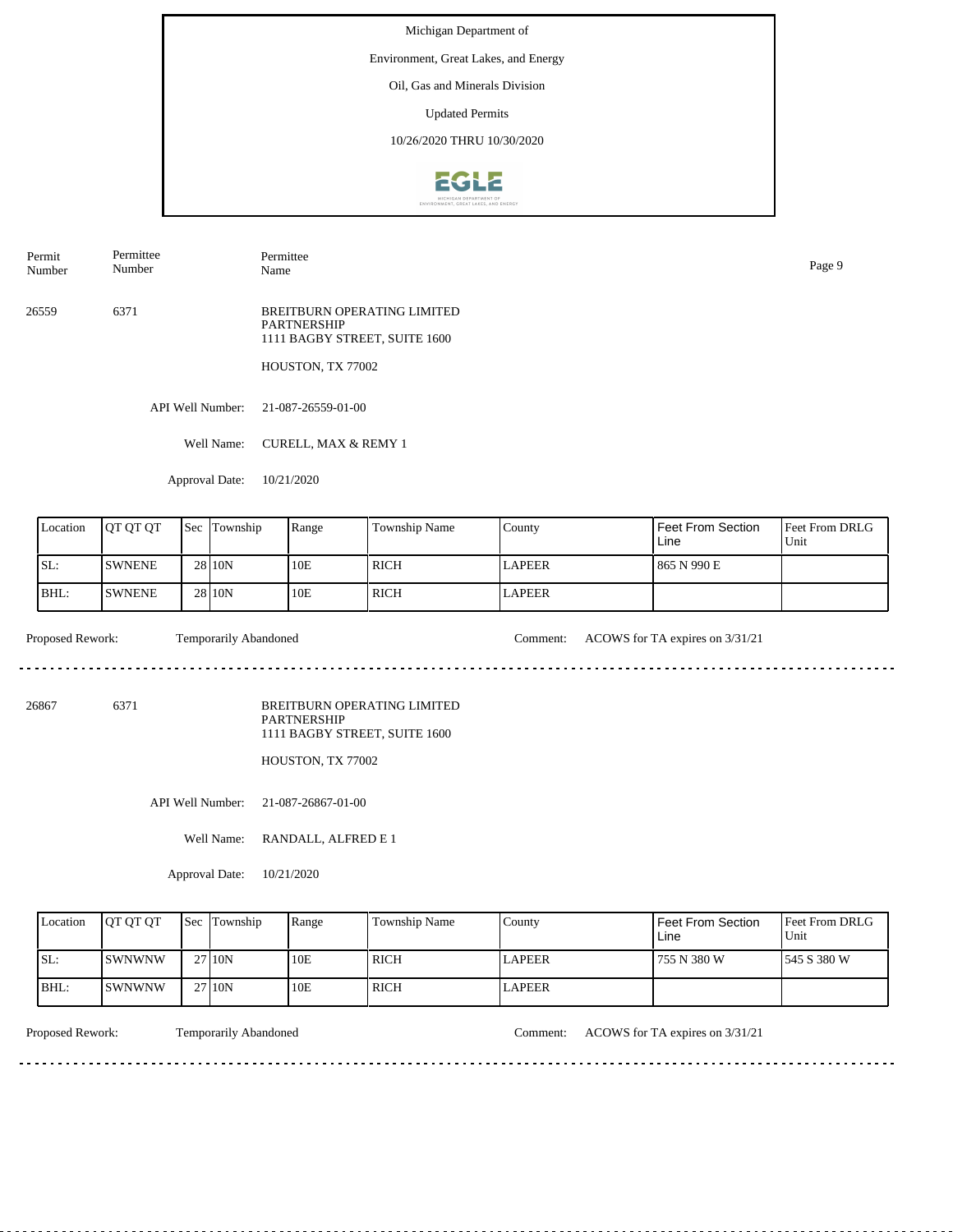Michigan Department of

Environment, Great Lakes, and Energy

Oil, Gas and Minerals Division

Updated Permits

10/26/2020 THRU 10/30/2020

| Permit Number | Permittee Number | Permittee Name |
|---|---|---|
| 26559 | 6371 | BREITBURN OPERATING LIMITED PARTNERSHIP<br>1111 BAGBY STREET, SUITE 1600<br>HOUSTON, TX 77002 |

API Well Number: 21-087-26559-01-00

Well Name: CURELL, MAX & REMY 1

Approval Date: 10/21/2020

| Location | QT QT QT | Sec | Township | Range | Township Name | County | Feet From Section Line | Feet From DRLG Unit |
|---|---|---|---|---|---|---|---|---|
| SL: | SWNENE | 28 | 10N | 10E | RICH | LAPEER | 865 N 990 E | |
| BHL: | SWNENE | 28 | 10N | 10E | RICH | LAPEER | | |

Proposed Rework: Temporarily Abandoned

Comment: ACOWS for TA expires on 3/31/21

---

| Permit Number | Permittee Number | Permittee Name |
|---|---|---|
| 26867 | 6371 | BREITBURN OPERATING LIMITED PARTNERSHIP<br>1111 BAGBY STREET, SUITE 1600<br>HOUSTON, TX 77002 |

API Well Number: 21-087-26867-01-00

Well Name: RANDALL, ALFRED E 1

Approval Date: 10/21/2020

| Location | QT QT QT | Sec | Township | Range | Township Name | County | Feet From Section Line | Feet From DRLG Unit |
|---|---|---|---|---|---|---|---|---|
| SL: | SWNWNW | 27 | 10N | 10E | RICH | LAPEER | 755 N 380 W | 545 S 380 W |
| BHL: | SWNWNW | 27 | 10N | 10E | RICH | LAPEER | | |

Proposed Rework: Temporarily Abandoned

Comment: ACOWS for TA expires on 3/31/21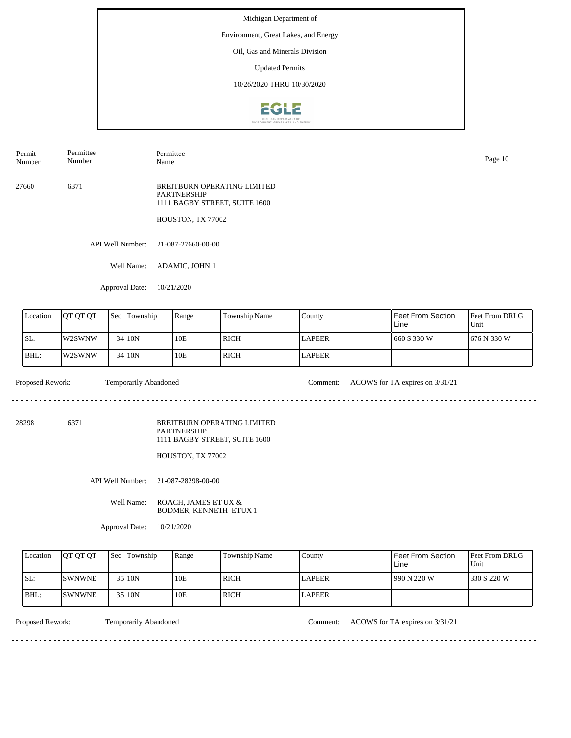Michigan Department of

Environment, Great Lakes, and Energy

Oil, Gas and Minerals Division

Updated Permits

10/26/2020 THRU 10/30/2020

| Permit Number | Permittee Number | Permittee Name |
|---|---|---|

27660 | 6371 | BREITBURN OPERATING LIMITED PARTNERSHIP
1111 BAGBY STREET, SUITE 1600

HOUSTON, TX 77002

API Well Number: 21-087-27660-00-00

Well Name: ADAMIC, JOHN 1

Approval Date: 10/21/2020

| Location | QT QT QT | Sec | Township | Range | Township Name | County | Feet From Section Line | Feet From DRLG Unit |
|---|---|---|---|---|---|---|---|---|
| SL: | W2SWNW | 34 | 10N | 10E | RICH | LAPEER | 660 S 330 W | 676 N 330 W |
| BHL: | W2SWNW | 34 | 10N | 10E | RICH | LAPEER | | |

Proposed Rework: Temporarily Abandoned

Comment: ACOWS for TA expires on 3/31/21

---

28298 | 6371 | BREITBURN OPERATING LIMITED PARTNERSHIP
1111 BAGBY STREET, SUITE 1600

HOUSTON, TX 77002

API Well Number: 21-087-28298-00-00

Well Name: ROACH, JAMES ET UX & BODMER, KENNETH ETUX 1

Approval Date: 10/21/2020

| Location | QT QT QT | Sec | Township | Range | Township Name | County | Feet From Section Line | Feet From DRLG Unit |
|---|---|---|---|---|---|---|---|---|
| SL: | SWNWNE | 35 | 10N | 10E | RICH | LAPEER | 990 N 220 W | 330 S 220 W |
| BHL: | SWNWNE | 35 | 10N | 10E | RICH | LAPEER | | |

Proposed Rework: Temporarily Abandoned

Comment: ACOWS for TA expires on 3/31/21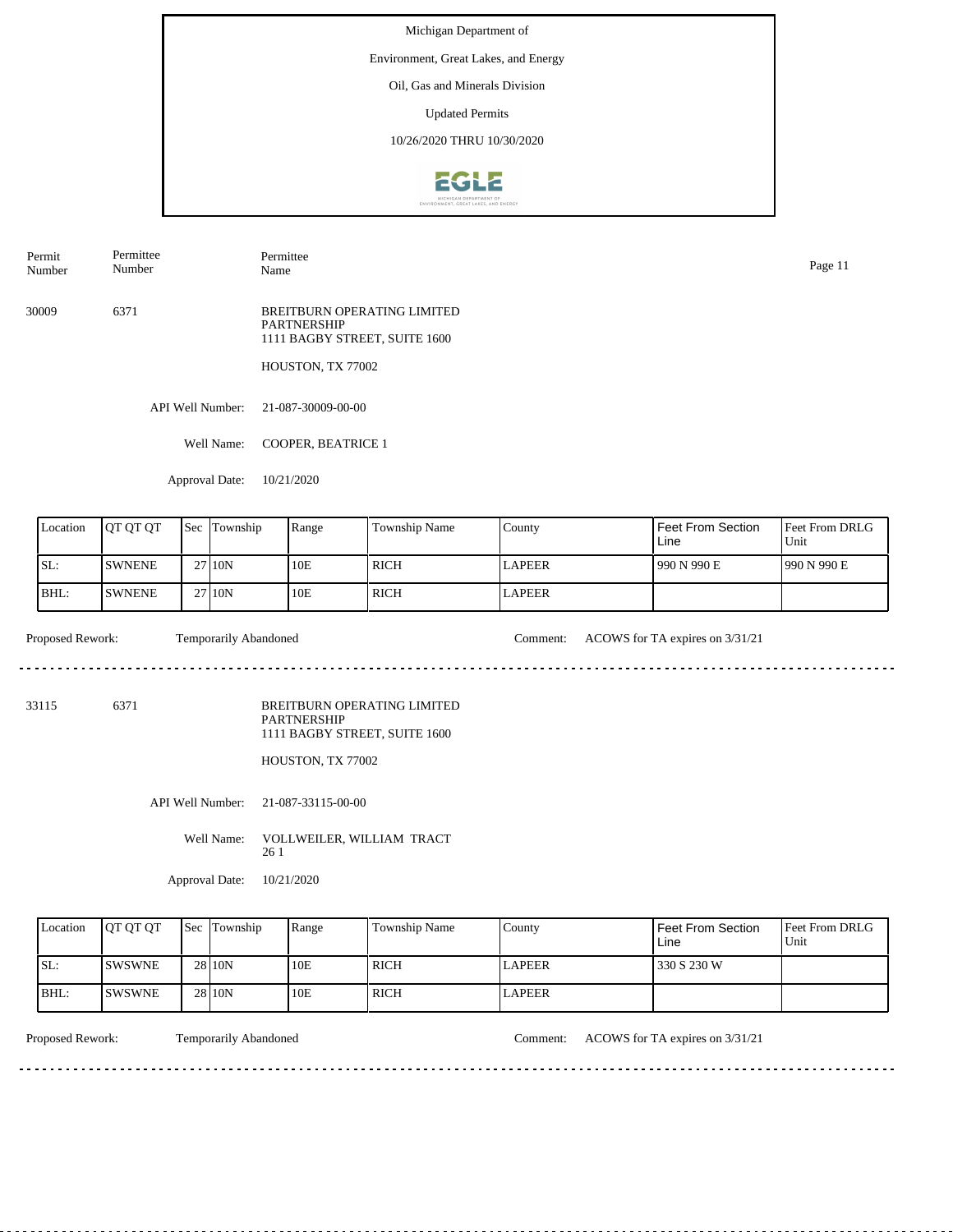Michigan Department of

Environment, Great Lakes, and Energy

Oil, Gas and Minerals Division

Updated Permits

10/26/2020 THRU 10/30/2020

| Permit Number | Permittee Number | Permittee Name |
|---|---|---|
| 30009 | 6371 | BREITBURN OPERATING LIMITED PARTNERSHIP<br>1111 BAGBY STREET, SUITE 1600<br><br>HOUSTON, TX 77002 |

API Well Number: 21-087-30009-00-00

Well Name: COOPER, BEATRICE 1

Approval Date: 10/21/2020

| Location | QT QT QT | Sec | Township | Range | Township Name | County | Feet From Section Line | Feet From DRLG Unit |
|---|---|---|---|---|---|---|---|---|
| SL: | SWNENE | 27 | 10N | 10E | RICH | LAPEER | 990 N 990 E | 990 N 990 E |
| BHL: | SWNENE | 27 | 10N | 10E | RICH | LAPEER | | |

Proposed Rework: Temporarily Abandoned

Comment: ACOWS for TA expires on 3/31/21

---

| Permit Number | Permittee Number | Permittee Name |
|---|---|---|
| 33115 | 6371 | BREITBURN OPERATING LIMITED PARTNERSHIP<br>1111 BAGBY STREET, SUITE 1600<br><br>HOUSTON, TX 77002 |

API Well Number: 21-087-33115-00-00

Well Name: VOLLWEILER, WILLIAM TRACT 26 1

Approval Date: 10/21/2020

| Location | QT QT QT | Sec | Township | Range | Township Name | County | Feet From Section Line | Feet From DRLG Unit |
|---|---|---|---|---|---|---|---|---|
| SL: | SWSWNE | 28 | 10N | 10E | RICH | LAPEER | 330 S 230 W | |
| BHL: | SWSWNE | 28 | 10N | 10E | RICH | LAPEER | | |

Proposed Rework: Temporarily Abandoned

Comment: ACOWS for TA expires on 3/31/21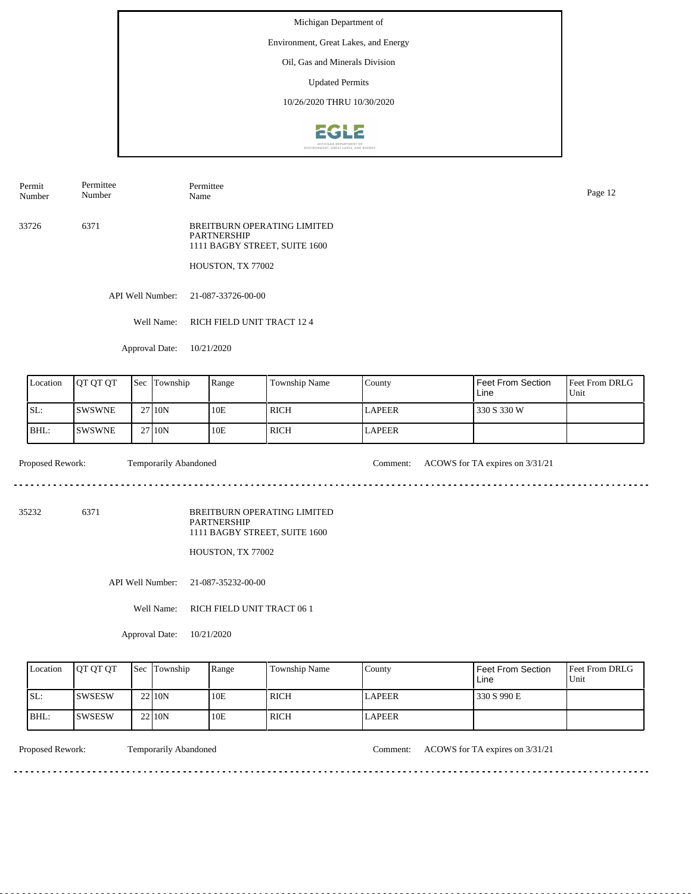Michigan Department of

Environment, Great Lakes, and Energy

Oil, Gas and Minerals Division

Updated Permits

10/26/2020 THRU 10/30/2020

| Permit Number | Permittee Number | Permittee Name |
|---|---|---|
| 33726 | 6371 | BREITBURN OPERATING LIMITED PARTNERSHIP<br>1111 BAGBY STREET, SUITE 1600<br><br>HOUSTON, TX 77002 |

API Well Number: 21-087-33726-00-00

Well Name: RICH FIELD UNIT TRACT 12 4

Approval Date: 10/21/2020

| Location | QT QT QT | Sec | Township | Range | Township Name | County | Feet From Section Line | Feet From DRLG Unit |
|---|---|---|---|---|---|---|---|---|
| SL: | SWSWNE | 27 | 10N | 10E | RICH | LAPEER | 330 S 330 W | |
| BHL: | SWSWNE | 27 | 10N | 10E | RICH | LAPEER | | |

Proposed Rework: Temporarily Abandoned    Comment: ACOWS for TA expires on 3/31/21

---

| Permit Number | Permittee Number | Permittee Name |
|---|---|---|
| 35232 | 6371 | BREITBURN OPERATING LIMITED PARTNERSHIP<br>1111 BAGBY STREET, SUITE 1600<br><br>HOUSTON, TX 77002 |

API Well Number: 21-087-35232-00-00

Well Name: RICH FIELD UNIT TRACT 06 1

Approval Date: 10/21/2020

| Location | QT QT QT | Sec | Township | Range | Township Name | County | Feet From Section Line | Feet From DRLG Unit |
|---|---|---|---|---|---|---|---|---|
| SL: | SWSESW | 22 | 10N | 10E | RICH | LAPEER | 330 S 990 E | |
| BHL: | SWSESW | 22 | 10N | 10E | RICH | LAPEER | | |

Proposed Rework: Temporarily Abandoned    Comment: ACOWS for TA expires on 3/31/21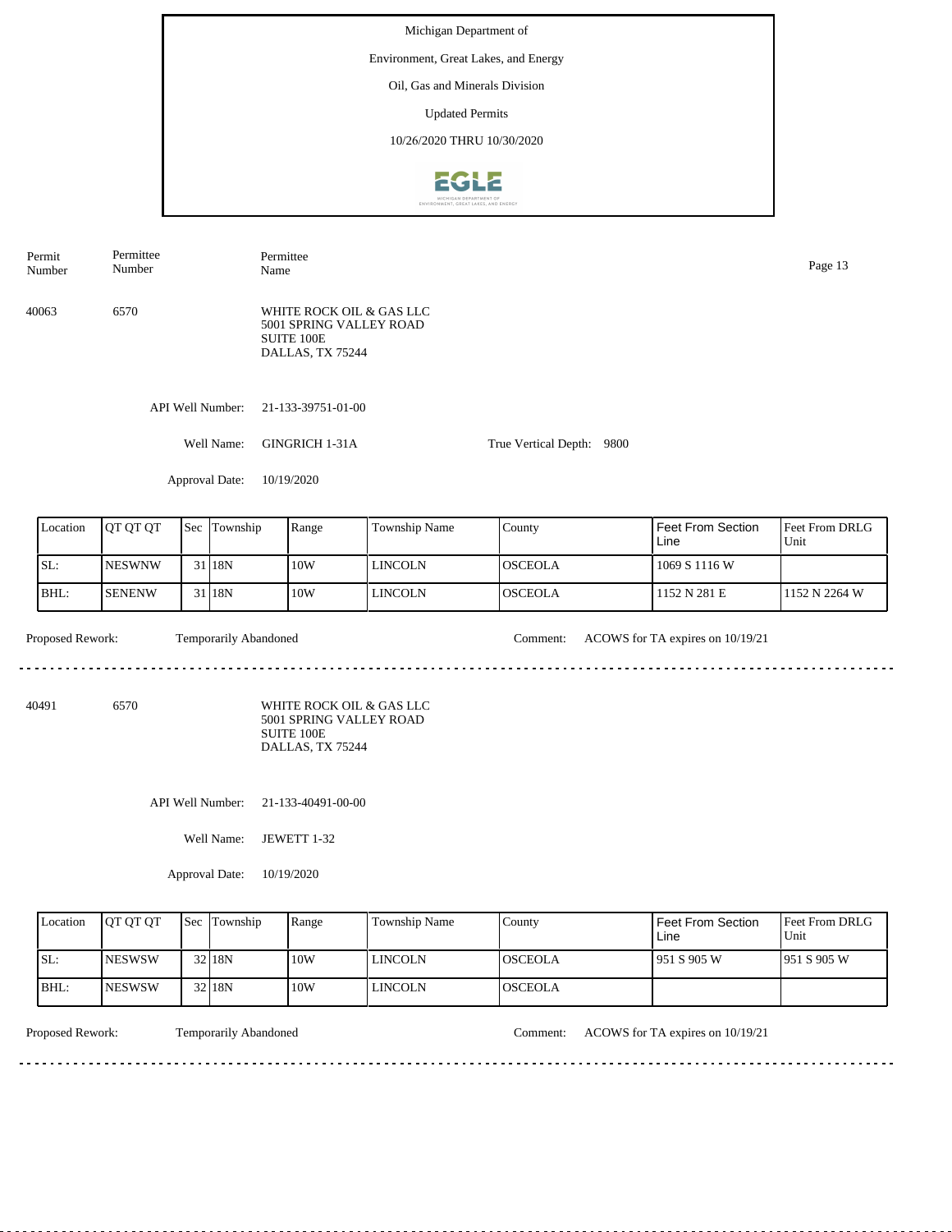Michigan Department of

Environment, Great Lakes, and Energy

Oil, Gas and Minerals Division

Updated Permits

10/26/2020 THRU 10/30/2020

| Permit Number | Permittee Number | Permittee Name |
|---|---|---|
| 40063 | 6570 | WHITE ROCK OIL & GAS LLC<br>5001 SPRING VALLEY ROAD<br>SUITE 100E<br>DALLAS, TX 75244 |

API Well Number: 21-133-39751-01-00

Well Name: GINGRICH 1-31A

True Vertical Depth: 9800

Approval Date: 10/19/2020

| Location | QT QT QT | Sec | Township | Range | Township Name | County | Feet From Section Line | Feet From DRLG Unit |
|---|---|---|---|---|---|---|---|---|
| SL: | NESWNW | 31 | 18N | 10W | LINCOLN | OSCEOLA | 1069 S 1116 W | |
| BHL: | SENENW | 31 | 18N | 10W | LINCOLN | OSCEOLA | 1152 N 281 E | 1152 N 2264 W |

Proposed Rework: Temporarily Abandoned

Comment: ACOWS for TA expires on 10/19/21

---

| Permit Number | Permittee Number | Permittee Name |
|---|---|---|
| 40491 | 6570 | WHITE ROCK OIL & GAS LLC<br>5001 SPRING VALLEY ROAD<br>SUITE 100E<br>DALLAS, TX 75244 |

API Well Number: 21-133-40491-00-00

Well Name: JEWETT 1-32

Approval Date: 10/19/2020

| Location | QT QT QT | Sec | Township | Range | Township Name | County | Feet From Section Line | Feet From DRLG Unit |
|---|---|---|---|---|---|---|---|---|
| SL: | NESWSW | 32 | 18N | 10W | LINCOLN | OSCEOLA | 951 S 905 W | 951 S 905 W |
| BHL: | NESWSW | 32 | 18N | 10W | LINCOLN | OSCEOLA | | |

Proposed Rework: Temporarily Abandoned

Comment: ACOWS for TA expires on 10/19/21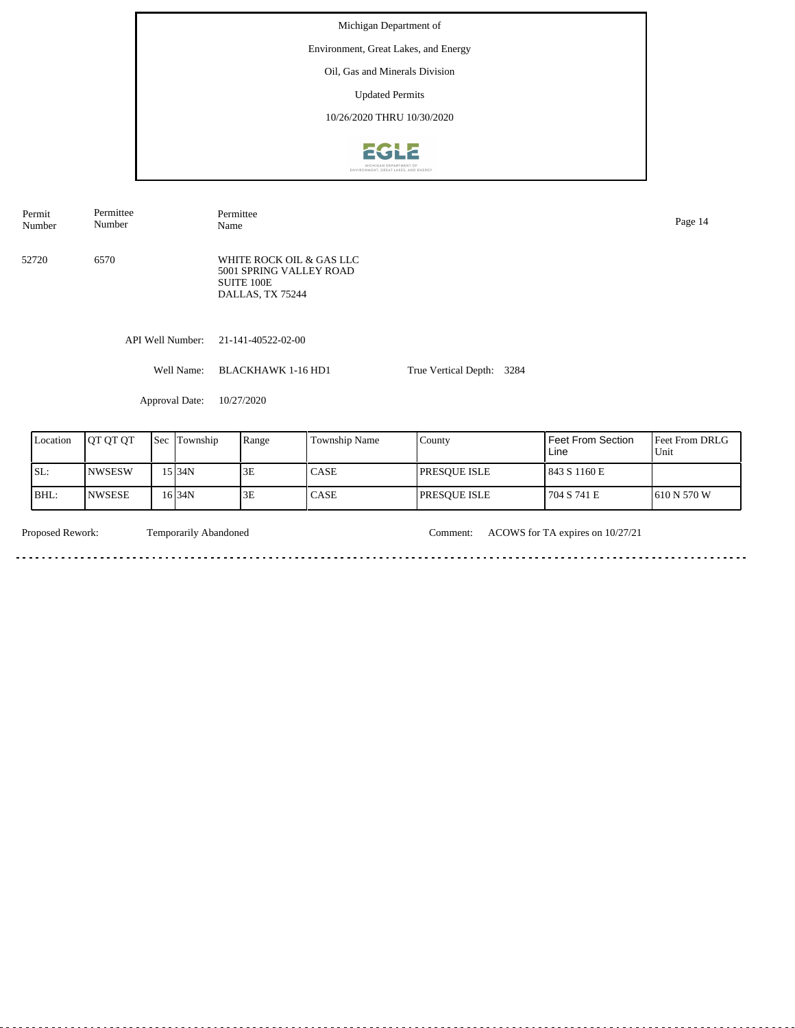Michigan Department of

Environment, Great Lakes, and Energy

Oil, Gas and Minerals Division

Updated Permits

10/26/2020 THRU 10/30/2020

| Permit Number | Permittee Number | Permittee Name |
|---|---|---|
| 52720 | 6570 | WHITE ROCK OIL & GAS LLC<br>5001 SPRING VALLEY ROAD<br>SUITE 100E<br>DALLAS, TX 75244 |

API Well Number: 21-141-40522-02-00

Well Name: BLACKHAWK 1-16 HD1

True Vertical Depth: 3284

Approval Date: 10/27/2020

| Location | QT QT QT | Sec | Township | Range | Township Name | County | Feet From Section Line | Feet From DRLG Unit |
|---|---|---|---|---|---|---|---|---|
| SL: | NWSESW | 15 | 34N | 3E | CASE | PRESQUE ISLE | 843 S 1160 E | |
| BHL: | NWSESE | 16 | 34N | 3E | CASE | PRESQUE ISLE | 704 S 741 E | 610 N 570 W |

Proposed Rework: Temporarily Abandoned

Comment: ACOWS for TA expires on 10/27/21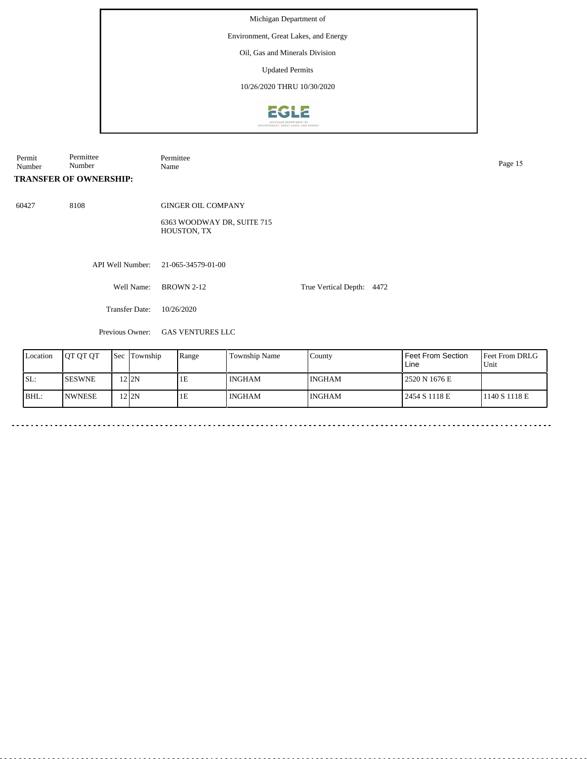Michigan Department of

Environment, Great Lakes, and Energy

Oil, Gas and Minerals Division

Updated Permits

10/26/2020 THRU 10/30/2020

| Permit Number | Permittee Number | Permittee Name |
|---|---|---|

**TRANSFER OF OWNERSHIP:**

60427 8108 GINGER OIL COMPANY

6363 WOODWAY DR, SUITE 715
HOUSTON, TX

API Well Number: 21-065-34579-01-00

Well Name: BROWN 2-12 True Vertical Depth: 4472

Transfer Date: 10/26/2020

Previous Owner: GAS VENTURES LLC

| Location | QT QT QT | Sec | Township | Range | Township Name | County | Feet From Section Line | Feet From DRLG Unit |
|---|---|---|---|---|---|---|---|---|
| SL: | SESWNE | 12 | 2N | 1E | INGHAM | INGHAM | 2520 N 1676 E | |
| BHL: | NWNESE | 12 | 2N | 1E | INGHAM | INGHAM | 2454 S 1118 E | 1140 S 1118 E |